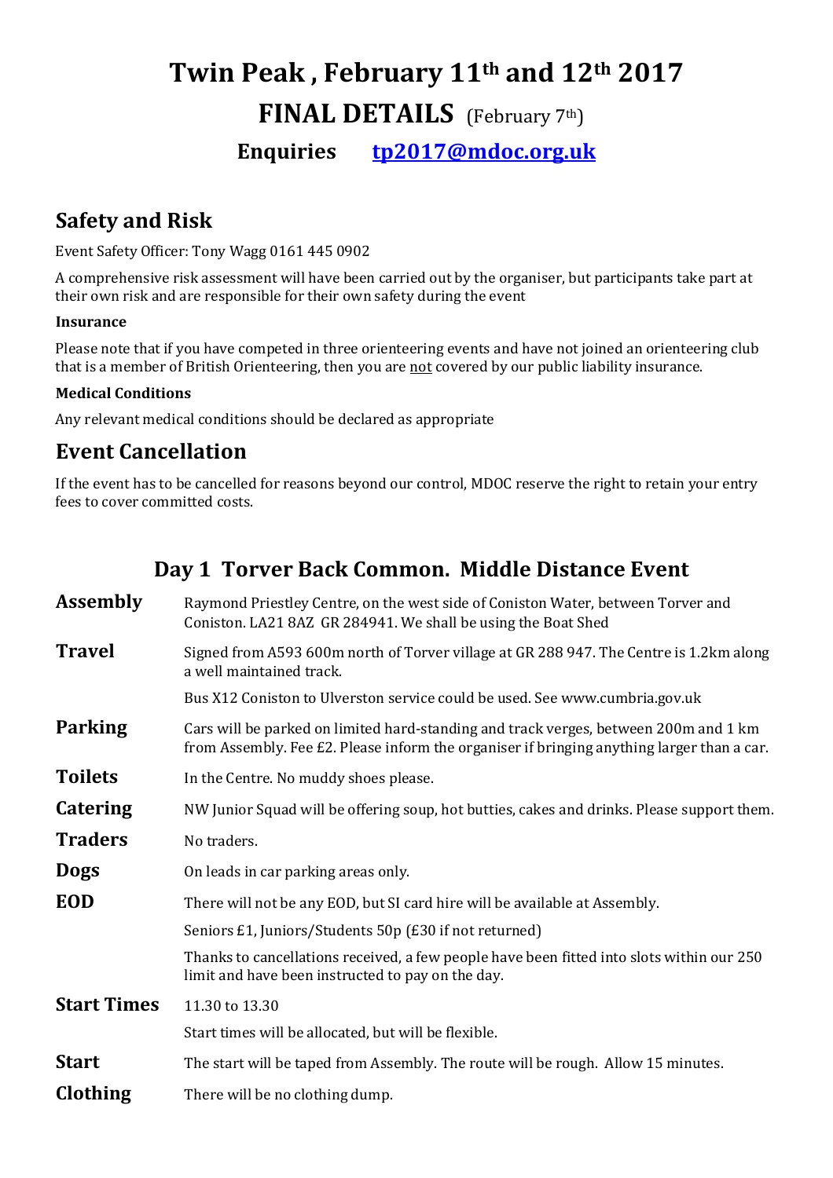# Twin Peak , February 11th and 12th 2017

## FINAL DETAILS (February 7th)

### Enquiries tp2017@mdoc.org.uk

## Safety and Risk

Event Safety Officer: Tony Wagg 0161 445 0902

A comprehensive risk assessment will have been carried out by the organiser, but participants take part at their own risk and are responsible for their own safety during the event

**Insurance**

Please note that if you have competed in three orienteering events and have not joined an orienteering club that is a member of British Orienteering, then you are not covered by our public liability insurance.

**Medical Conditions**

Any relevant medical conditions should be declared as appropriate

## Event Cancellation

If the event has to be cancelled for reasons beyond our control, MDOC reserve the right to retain your entry fees to cover committed costs.

## Day 1 Torver Back Common. Middle Distance Event

**Assembly** Raymond Priestley Centre, on the west side of Coniston Water, between Torver and Coniston. LA21 8AZ GR 284941. We shall be using the Boat Shed

**Travel** Signed from A593 600m north of Torver village at GR 288 947. The Centre is 1.2km along a well maintained track.

Bus X12 Coniston to Ulverston service could be used. See www.cumbria.gov.uk

**Parking** Cars will be parked on limited hard-standing and track verges, between 200m and 1 km from Assembly. Fee £2. Please inform the organiser if bringing anything larger than a car.

**Toilets** In the Centre. No muddy shoes please.

**Catering** NW Junior Squad will be offering soup, hot butties, cakes and drinks. Please support them.

**Traders** No traders.

**Dogs** On leads in car parking areas only.

**EOD** There will not be any EOD, but SI card hire will be available at Assembly.

Seniors £1, Juniors/Students 50p (£30 if not returned)

Thanks to cancellations received, a few people have been fitted into slots within our 250 limit and have been instructed to pay on the day.

**Start Times** 11.30 to 13.30

Start times will be allocated, but will be flexible.

**Start** The start will be taped from Assembly. The route will be rough. Allow 15 minutes.

**Clothing** There will be no clothing dump.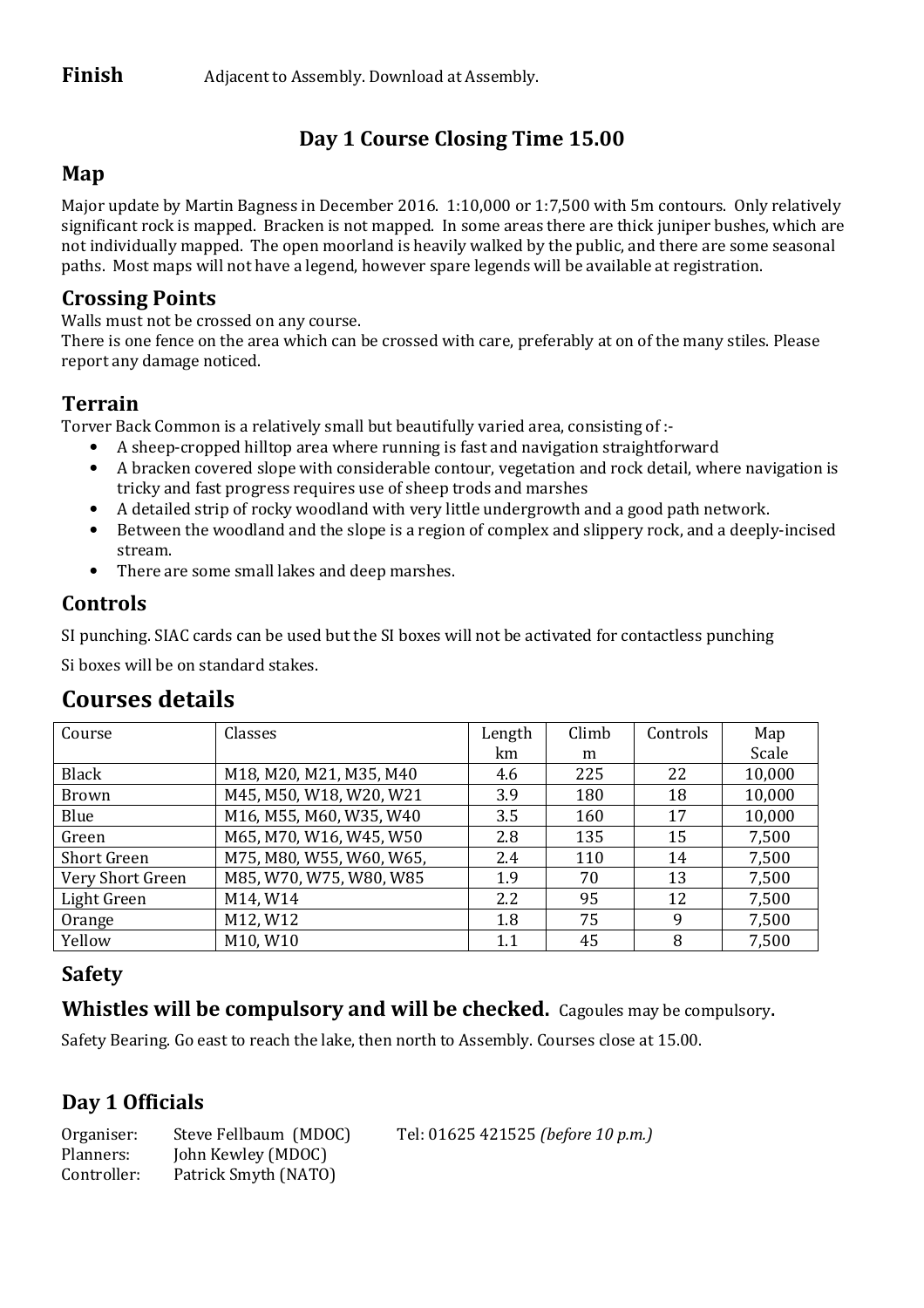**Finish** Adjacent to Assembly. Download at Assembly.

## Day 1 Course Closing Time 15.00

## Map

Major update by Martin Bagness in December 2016. 1:10,000 or 1:7,500 with 5m contours. Only relatively significant rock is mapped. Bracken is not mapped. In some areas there are thick juniper bushes, which are not individually mapped. The open moorland is heavily walked by the public, and there are some seasonal paths. Most maps will not have a legend, however spare legends will be available at registration.

## Crossing Points

Walls must not be crossed on any course.
There is one fence on the area which can be crossed with care, preferably at on of the many stiles. Please report any damage noticed.

## Terrain

Torver Back Common is a relatively small but beautifully varied area, consisting of :-

- A sheep-cropped hilltop area where running is fast and navigation straightforward
- A bracken covered slope with considerable contour, vegetation and rock detail, where navigation is tricky and fast progress requires use of sheep trods and marshes
- A detailed strip of rocky woodland with very little undergrowth and a good path network.
- Between the woodland and the slope is a region of complex and slippery rock, and a deeply-incised stream.
- There are some small lakes and deep marshes.

## Controls

SI punching. SIAC cards can be used but the SI boxes will not be activated for contactless punching

Si boxes will be on standard stakes.

# Courses details

| Course | Classes | Length km | Climb m | Controls | Map Scale |
|---|---|---|---|---|---|
| Black | M18, M20, M21, M35, M40 | 4.6 | 225 | 22 | 10,000 |
| Brown | M45, M50, W18, W20, W21 | 3.9 | 180 | 18 | 10,000 |
| Blue | M16, M55, M60, W35, W40 | 3.5 | 160 | 17 | 10,000 |
| Green | M65, M70, W16, W45, W50 | 2.8 | 135 | 15 | 7,500 |
| Short Green | M75, M80, W55, W60, W65, | 2.4 | 110 | 14 | 7,500 |
| Very Short Green | M85, W70, W75, W80, W85 | 1.9 | 70 | 13 | 7,500 |
| Light Green | M14, W14 | 2.2 | 95 | 12 | 7,500 |
| Orange | M12, W12 | 1.8 | 75 | 9 | 7,500 |
| Yellow | M10, W10 | 1.1 | 45 | 8 | 7,500 |

## Safety

### Whistles will be compulsory and will be checked. Cagoules may be compulsory.

Safety Bearing. Go east to reach the lake, then north to Assembly. Courses close at 15.00.

## Day 1 Officials

Organiser: Steve Fellbaum (MDOC) Tel: 01625 421525 *(before 10 p.m.)*
Planners: John Kewley (MDOC)
Controller: Patrick Smyth (NATO)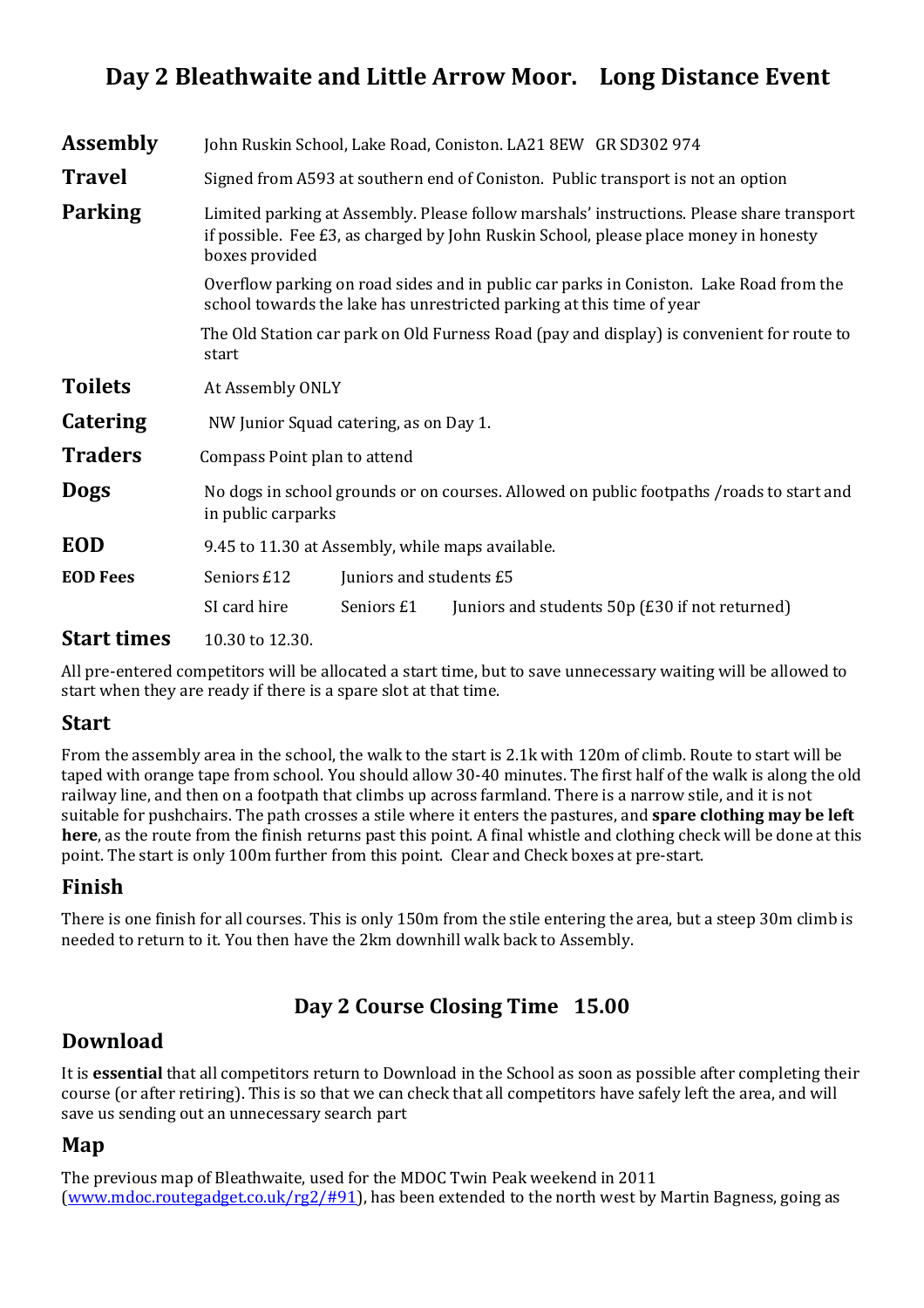# Day 2 Bleathwaite and Little Arrow Moor. Long Distance Event

| | | | |
|---|---|---|---|
| **Assembly** | John Ruskin School, Lake Road, Coniston. LA21 8EW GR SD302 974 | | |
| **Travel** | Signed from A593 at southern end of Coniston. Public transport is not an option | | |
| **Parking** | Limited parking at Assembly. Please follow marshals' instructions. Please share transport if possible. Fee £3, as charged by John Ruskin School, please place money in honesty boxes provided | | |
| | Overflow parking on road sides and in public car parks in Coniston. Lake Road from the school towards the lake has unrestricted parking at this time of year | | |
| | The Old Station car park on Old Furness Road (pay and display) is convenient for route to start | | |
| **Toilets** | At Assembly ONLY | | |
| **Catering** | NW Junior Squad catering, as on Day 1. | | |
| **Traders** | Compass Point plan to attend | | |
| **Dogs** | No dogs in school grounds or on courses. Allowed on public footpaths /roads to start and in public carparks | | |
| **EOD** | 9.45 to 11.30 at Assembly, while maps available. | | |
| **EOD Fees** | Seniors £12 | Juniors and students £5 | |
| | SI card hire | Seniors £1 | Juniors and students 50p (£30 if not returned) |
| **Start times** | 10.30 to 12.30. | | |

All pre-entered competitors will be allocated a start time, but to save unnecessary waiting will be allowed to start when they are ready if there is a spare slot at that time.

## Start

From the assembly area in the school, the walk to the start is 2.1k with 120m of climb. Route to start will be taped with orange tape from school. You should allow 30-40 minutes. The first half of the walk is along the old railway line, and then on a footpath that climbs up across farmland. There is a narrow stile, and it is not suitable for pushchairs. The path crosses a stile where it enters the pastures, and **spare clothing may be left here**, as the route from the finish returns past this point. A final whistle and clothing check will be done at this point. The start is only 100m further from this point. Clear and Check boxes at pre-start.

## Finish

There is one finish for all courses. This is only 150m from the stile entering the area, but a steep 30m climb is needed to return to it. You then have the 2km downhill walk back to Assembly.

## Day 2 Course Closing Time 15.00

## Download

It is **essential** that all competitors return to Download in the School as soon as possible after completing their course (or after retiring). This is so that we can check that all competitors have safely left the area, and will save us sending out an unnecessary search part

## Map

The previous map of Bleathwaite, used for the MDOC Twin Peak weekend in 2011 ([www.mdoc.routegadget.co.uk/rg2/#91](www.mdoc.routegadget.co.uk/rg2/#91)), has been extended to the north west by Martin Bagness, going as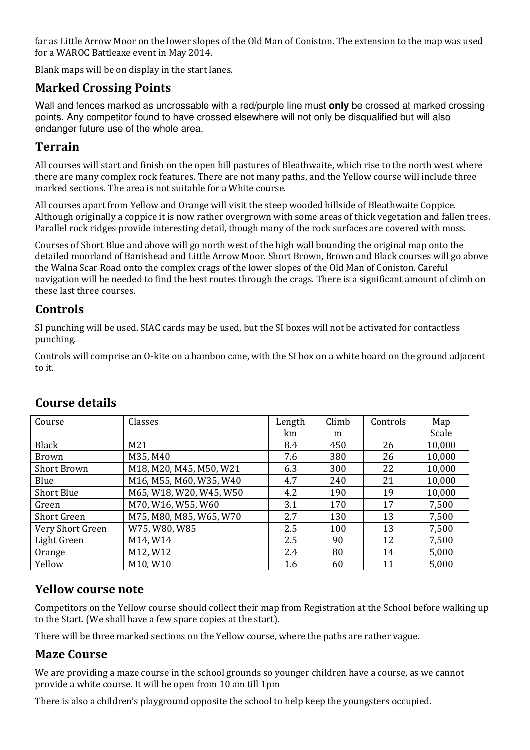far as Little Arrow Moor on the lower slopes of the Old Man of Coniston. The extension to the map was used for a WAROC Battleaxe event in May 2014.

Blank maps will be on display in the start lanes.

## Marked Crossing Points

Wall and fences marked as uncrossable with a red/purple line must **only** be crossed at marked crossing points. Any competitor found to have crossed elsewhere will not only be disqualified but will also endanger future use of the whole area.

## Terrain

All courses will start and finish on the open hill pastures of Bleathwaite, which rise to the north west where there are many complex rock features. There are not many paths, and the Yellow course will include three marked sections. The area is not suitable for a White course.

All courses apart from Yellow and Orange will visit the steep wooded hillside of Bleathwaite Coppice. Although originally a coppice it is now rather overgrown with some areas of thick vegetation and fallen trees. Parallel rock ridges provide interesting detail, though many of the rock surfaces are covered with moss.

Courses of Short Blue and above will go north west of the high wall bounding the original map onto the detailed moorland of Banishead and Little Arrow Moor. Short Brown, Brown and Black courses will go above the Walna Scar Road onto the complex crags of the lower slopes of the Old Man of Coniston. Careful navigation will be needed to find the best routes through the crags. There is a significant amount of climb on these last three courses.

## Controls

SI punching will be used. SIAC cards may be used, but the SI boxes will not be activated for contactless punching.

Controls will comprise an O-kite on a bamboo cane, with the SI box on a white board on the ground adjacent to it.

## Course details

| Course | Classes | Length km | Climb m | Controls | Map Scale |
|---|---|---|---|---|---|
| Black | M21 | 8.4 | 450 | 26 | 10,000 |
| Brown | M35, M40 | 7.6 | 380 | 26 | 10,000 |
| Short Brown | M18, M20, M45, M50, W21 | 6.3 | 300 | 22 | 10,000 |
| Blue | M16, M55, M60, W35, W40 | 4.7 | 240 | 21 | 10,000 |
| Short Blue | M65, W18, W20, W45, W50 | 4.2 | 190 | 19 | 10,000 |
| Green | M70, W16, W55, W60 | 3.1 | 170 | 17 | 7,500 |
| Short Green | M75, M80, M85, W65, W70 | 2.7 | 130 | 13 | 7,500 |
| Very Short Green | W75, W80, W85 | 2.5 | 100 | 13 | 7,500 |
| Light Green | M14, W14 | 2.5 | 90 | 12 | 7,500 |
| Orange | M12, W12 | 2.4 | 80 | 14 | 5,000 |
| Yellow | M10, W10 | 1.6 | 60 | 11 | 5,000 |

## Yellow course note

Competitors on the Yellow course should collect their map from Registration at the School before walking up to the Start. (We shall have a few spare copies at the start).

There will be three marked sections on the Yellow course, where the paths are rather vague.

## Maze Course

We are providing a maze course in the school grounds so younger children have a course, as we cannot provide a white course. It will be open from 10 am till 1pm

There is also a children's playground opposite the school to help keep the youngsters occupied.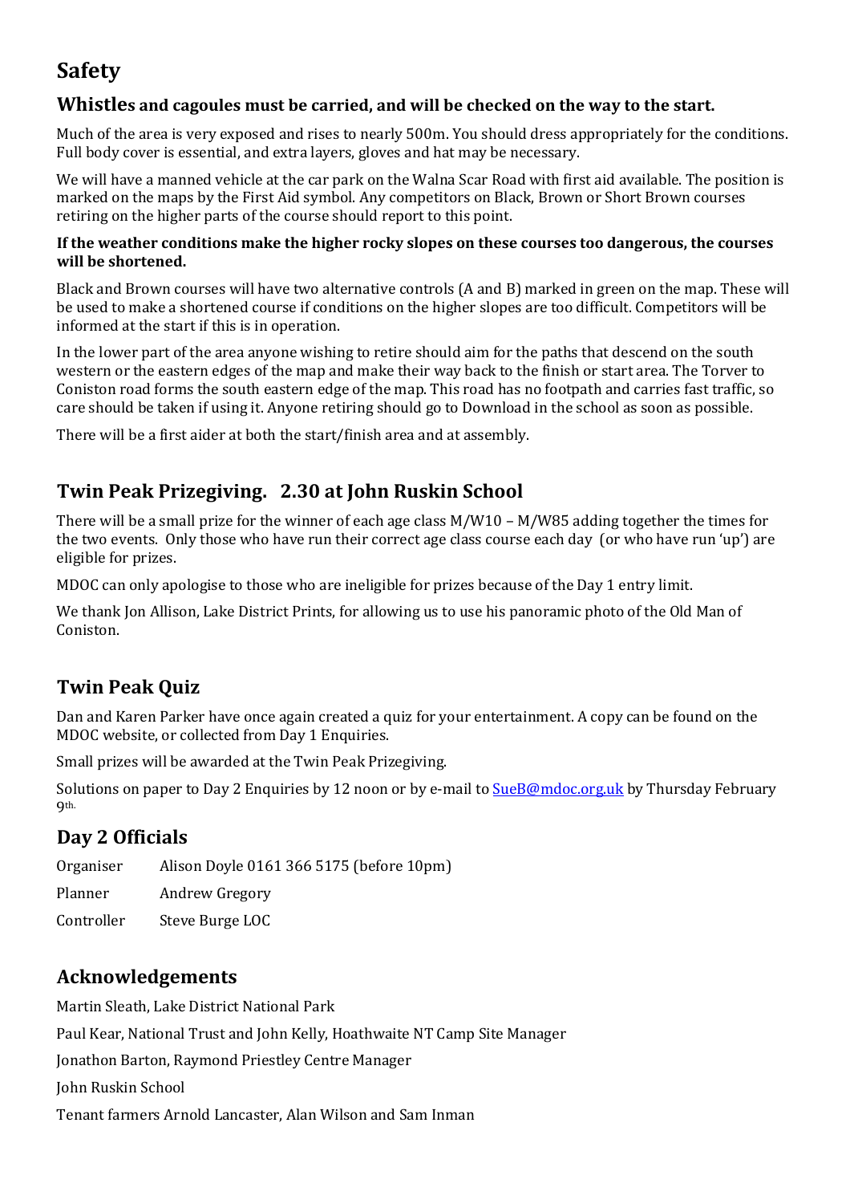# Safety

### Whistles and cagoules must be carried, and will be checked on the way to the start.

Much of the area is very exposed and rises to nearly 500m. You should dress appropriately for the conditions. Full body cover is essential, and extra layers, gloves and hat may be necessary.

We will have a manned vehicle at the car park on the Walna Scar Road with first aid available. The position is marked on the maps by the First Aid symbol. Any competitors on Black, Brown or Short Brown courses retiring on the higher parts of the course should report to this point.

**If the weather conditions make the higher rocky slopes on these courses too dangerous, the courses will be shortened.**

Black and Brown courses will have two alternative controls (A and B) marked in green on the map. These will be used to make a shortened course if conditions on the higher slopes are too difficult. Competitors will be informed at the start if this is in operation.

In the lower part of the area anyone wishing to retire should aim for the paths that descend on the south western or the eastern edges of the map and make their way back to the finish or start area. The Torver to Coniston road forms the south eastern edge of the map. This road has no footpath and carries fast traffic, so care should be taken if using it. Anyone retiring should go to Download in the school as soon as possible.

There will be a first aider at both the start/finish area and at assembly.

## Twin Peak Prizegiving. 2.30 at John Ruskin School

There will be a small prize for the winner of each age class M/W10 – M/W85 adding together the times for the two events. Only those who have run their correct age class course each day (or who have run 'up') are eligible for prizes.

MDOC can only apologise to those who are ineligible for prizes because of the Day 1 entry limit.

We thank Jon Allison, Lake District Prints, for allowing us to use his panoramic photo of the Old Man of Coniston.

## Twin Peak Quiz

Dan and Karen Parker have once again created a quiz for your entertainment. A copy can be found on the MDOC website, or collected from Day 1 Enquiries.

Small prizes will be awarded at the Twin Peak Prizegiving.

Solutions on paper to Day 2 Enquiries by 12 noon or by e-mail to SueB@mdoc.org.uk by Thursday February 9th.

## Day 2 Officials

| | |
|---|---|
| Organiser | Alison Doyle 0161 366 5175 (before 10pm) |
| Planner | Andrew Gregory |
| Controller | Steve Burge LOC |

## Acknowledgements

Martin Sleath, Lake District National Park

Paul Kear, National Trust and John Kelly, Hoathwaite NT Camp Site Manager

Jonathon Barton, Raymond Priestley Centre Manager

John Ruskin School

Tenant farmers Arnold Lancaster, Alan Wilson and Sam Inman